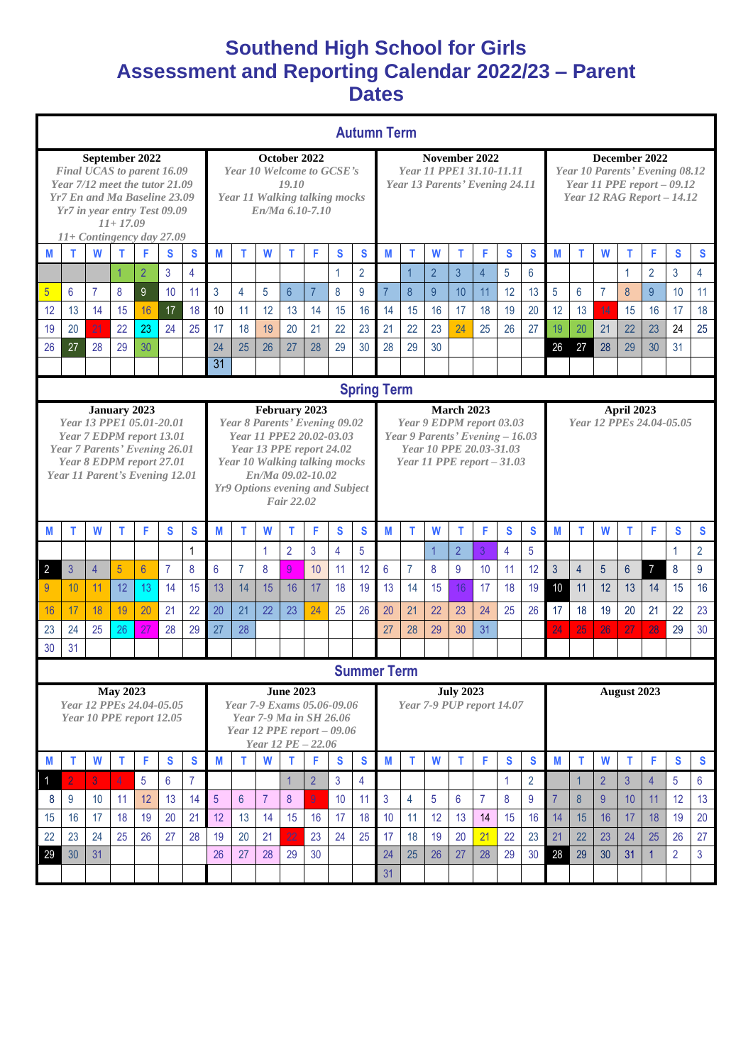# Southend High School for Girls
# Assessment and Reporting Calendar 2022/23 – Parent Dates

## Autumn Term

### September 2022

*Final UCAS to parent 16.09*
*Year 7/12 meet the tutor 21.09*
*Yr7 En and Ma Baseline 23.09*
*Yr7 in year entry Test 09.09*
*11+ 17.09*
*11+ Contingency day 27.09*

| M | T | W | T | F | S | S |
|---|---|---|---|---|---|---|
| | | | 1 | 2 | 3 | 4 |
| 5 | 6 | 7 | 8 | 9 | 10 | 11 |
| 12 | 13 | 14 | 15 | 16 | 17 | 18 |
| 19 | 20 | 21 | 22 | 23 | 24 | 25 |
| 26 | 27 | 28 | 29 | 30 | | |

### October 2022

*Year 10 Welcome to GCSE's 19.10*
*Year 11 Walking talking mocks En/Ma 6.10-7.10*

| M | T | W | T | F | S | S |
|---|---|---|---|---|---|---|
| | | | | | 1 | 2 |
| 3 | 4 | 5 | 6 | 7 | 8 | 9 |
| 10 | 11 | 12 | 13 | 14 | 15 | 16 |
| 17 | 18 | 19 | 20 | 21 | 22 | 23 |
| 24 | 25 | 26 | 27 | 28 | 29 | 30 |
| 31 | | | | | | |

### November 2022

*Year 11 PPE1 31.10-11.11*
*Year 13 Parents' Evening 24.11*

| M | T | W | T | F | S | S |
|---|---|---|---|---|---|---|
| | 1 | 2 | 3 | 4 | 5 | 6 |
| 7 | 8 | 9 | 10 | 11 | 12 | 13 |
| 14 | 15 | 16 | 17 | 18 | 19 | 20 |
| 21 | 22 | 23 | 24 | 25 | 26 | 27 |
| 28 | 29 | 30 | | | | |

### December 2022

*Year 10 Parents' Evening 08.12*
*Year 11 PPE report – 09.12*
*Year 12 RAG Report – 14.12*

| M | T | W | T | F | S | S |
|---|---|---|---|---|---|---|
| | | | 1 | 2 | 3 | 4 |
| 5 | 6 | 7 | 8 | 9 | 10 | 11 |
| 12 | 13 | 14 | 15 | 16 | 17 | 18 |
| 19 | 20 | 21 | 22 | 23 | 24 | 25 |
| 26 | 27 | 28 | 29 | 30 | 31 | |

## Spring Term

### January 2023

*Year 13 PPE1 05.01-20.01*
*Year 7 EDPM report 13.01*
*Year 7 Parents' Evening 26.01*
*Year 8 EDPM report 27.01*
*Year 11 Parent's Evening 12.01*

| M | T | W | T | F | S | S |
|---|---|---|---|---|---|---|
| | | | | | | 1 |
| 2 | 3 | 4 | 5 | 6 | 7 | 8 |
| 9 | 10 | 11 | 12 | 13 | 14 | 15 |
| 16 | 17 | 18 | 19 | 20 | 21 | 22 |
| 23 | 24 | 25 | 26 | 27 | 28 | 29 |
| 30 | 31 | | | | | |

### February 2023

*Year 8 Parents' Evening 09.02*
*Year 11 PPE2 20.02-03.03*
*Year 13 PPE report 24.02*
*Year 10 Walking talking mocks En/Ma 09.02-10.02*
*Yr9 Options evening and Subject Fair 22.02*

| M | T | W | T | F | S | S |
|---|---|---|---|---|---|---|
| | | 1 | 2 | 3 | 4 | 5 |
| 6 | 7 | 8 | 9 | 10 | 11 | 12 |
| 13 | 14 | 15 | 16 | 17 | 18 | 19 |
| 20 | 21 | 22 | 23 | 24 | 25 | 26 |
| 27 | 28 | | | | | |

### March 2023

*Year 9 EDPM report 03.03*
*Year 9 Parents' Evening – 16.03*
*Year 10 PPE 20.03-31.03*
*Year 11 PPE report – 31.03*

| M | T | W | T | F | S | S |
|---|---|---|---|---|---|---|
| | | 1 | 2 | 3 | 4 | 5 |
| 6 | 7 | 8 | 9 | 10 | 11 | 12 |
| 13 | 14 | 15 | 16 | 17 | 18 | 19 |
| 20 | 21 | 22 | 23 | 24 | 25 | 26 |
| 27 | 28 | 29 | 30 | 31 | | |

### April 2023

*Year 12 PPEs 24.04-05.05*

| M | T | W | T | F | S | S |
|---|---|---|---|---|---|---|
| | | | | | 1 | 2 |
| 3 | 4 | 5 | 6 | 7 | 8 | 9 |
| 10 | 11 | 12 | 13 | 14 | 15 | 16 |
| 17 | 18 | 19 | 20 | 21 | 22 | 23 |
| 24 | 25 | 26 | 27 | 28 | 29 | 30 |

## Summer Term

### May 2023

*Year 12 PPEs 24.04-05.05*
*Year 10 PPE report 12.05*

| M | T | W | T | F | S | S |
|---|---|---|---|---|---|---|
| 1 | 2 | 3 | 4 | 5 | 6 | 7 |
| 8 | 9 | 10 | 11 | 12 | 13 | 14 |
| 15 | 16 | 17 | 18 | 19 | 20 | 21 |
| 22 | 23 | 24 | 25 | 26 | 27 | 28 |
| 29 | 30 | 31 | | | | |

### June 2023

*Year 7-9 Exams 05.06-09.06*
*Year 7-9 Ma in SH 26.06*
*Year 12 PPE report – 09.06*
*Year 12 PE – 22.06*

| M | T | W | T | F | S | S |
|---|---|---|---|---|---|---|
| | | | 1 | 2 | 3 | 4 |
| 5 | 6 | 7 | 8 | 9 | 10 | 11 |
| 12 | 13 | 14 | 15 | 16 | 17 | 18 |
| 19 | 20 | 21 | 22 | 23 | 24 | 25 |
| 26 | 27 | 28 | 29 | 30 | | |

### July 2023

*Year 7-9 PUP report 14.07*

| M | T | W | T | F | S | S |
|---|---|---|---|---|---|---|
| | | | | | 1 | 2 |
| 3 | 4 | 5 | 6 | 7 | 8 | 9 |
| 10 | 11 | 12 | 13 | 14 | 15 | 16 |
| 17 | 18 | 19 | 20 | 21 | 22 | 23 |
| 24 | 25 | 26 | 27 | 28 | 29 | 30 |
| 31 | | | | | | |

### August 2023

| M | T | W | T | F | S | S |
|---|---|---|---|---|---|---|
| | 1 | 2 | 3 | 4 | 5 | 6 |
| 7 | 8 | 9 | 10 | 11 | 12 | 13 |
| 14 | 15 | 16 | 17 | 18 | 19 | 20 |
| 21 | 22 | 23 | 24 | 25 | 26 | 27 |
| 28 | 29 | 30 | 31 | 1 | 2 | 3 |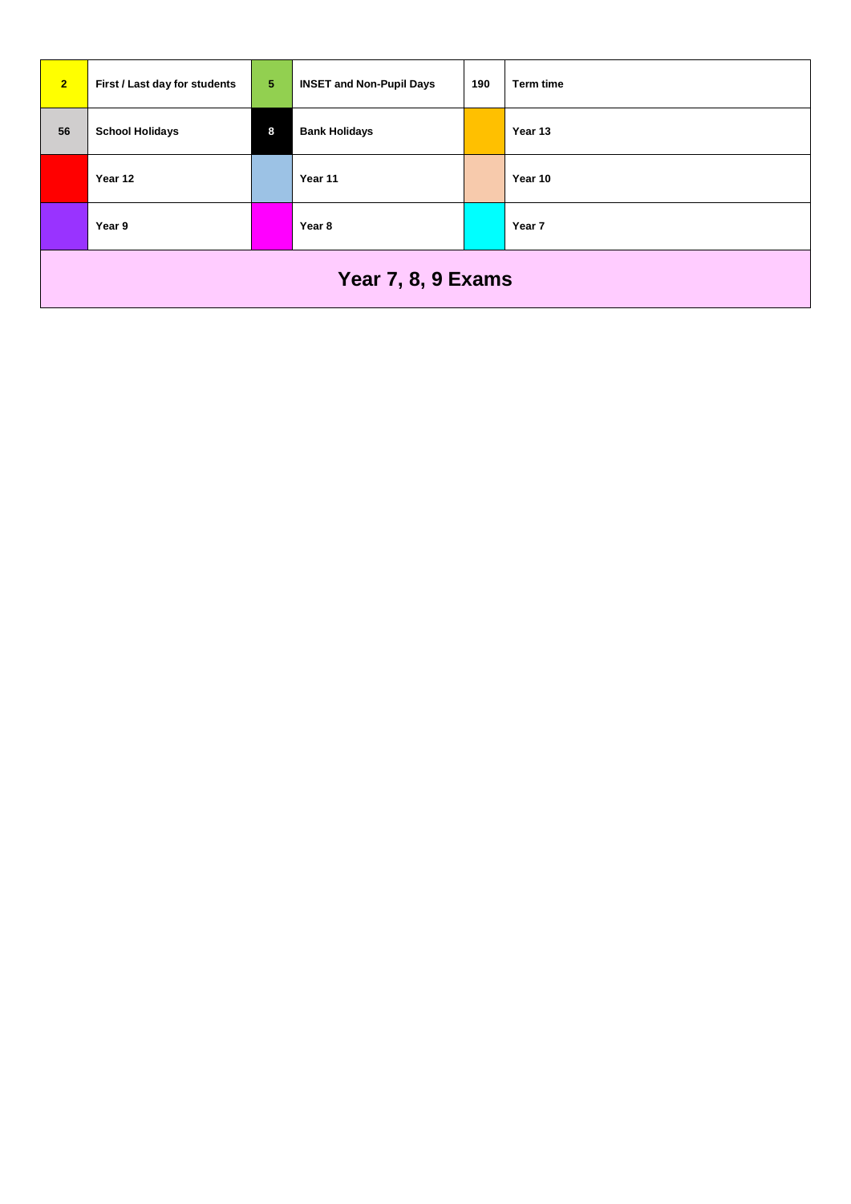| | | | | | |
|---|---|---|---|---|---|
| 2 | First / Last day for students | 5 | INSET and Non-Pupil Days | 190 | Term time |
| 56 | School Holidays | 8 | Bank Holidays | | Year 13 |
| | Year 12 | | Year 11 | | Year 10 |
| | Year 9 | | Year 8 | | Year 7 |
| Year 7, 8, 9 Exams | | | | | |